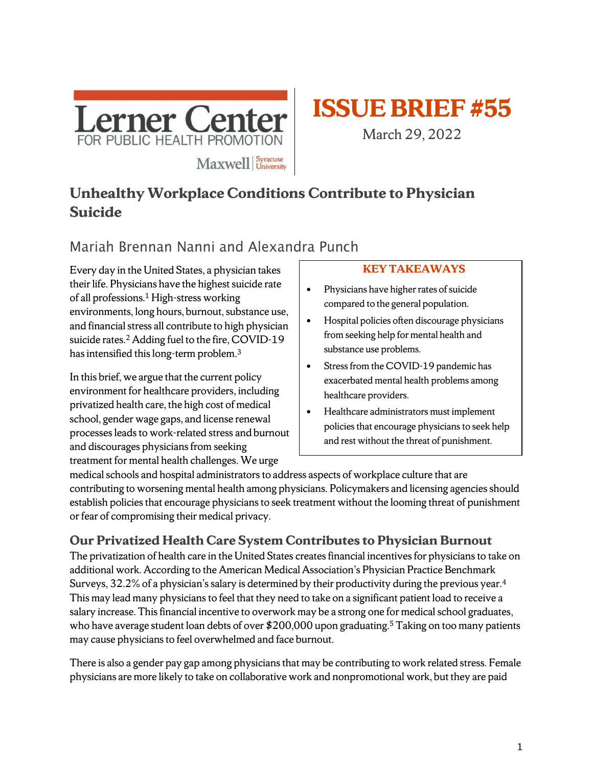Lerner Center FOR PUBLIC HEALTH PROMOTION

Maxwell | Syracuse University

**ISSUE BRIEF #55**

March 29, 2022

# Unhealthy Workplace Conditions Contribute to Physician Suicide

## Mariah Brennan Nanni and Alexandra Punch

Every day in the United States, a physician takes their life. Physicians have the highest suicide rate of all professions.[1] High-stress working environments, long hours, burnout, substance use, and financial stress all contribute to high physician suicide rates.[2] Adding fuel to the fire, COVID-19 has intensified this long-term problem.[3]

**KEY TAKEAWAYS**

- Physicians have higher rates of suicide compared to the general population.
- Hospital policies often discourage physicians from seeking help for mental health and substance use problems.
- Stress from the COVID-19 pandemic has exacerbated mental health problems among healthcare providers.
- Healthcare administrators must implement policies that encourage physicians to seek help and rest without the threat of punishment.

In this brief, we argue that the current policy environment for healthcare providers, including privatized health care, the high cost of medical school, gender wage gaps, and license renewal processes leads to work-related stress and burnout and discourages physicians from seeking treatment for mental health challenges. We urge medical schools and hospital administrators to address aspects of workplace culture that are contributing to worsening mental health among physicians. Policymakers and licensing agencies should establish policies that encourage physicians to seek treatment without the looming threat of punishment or fear of compromising their medical privacy.

## Our Privatized Health Care System Contributes to Physician Burnout

The privatization of health care in the United States creates financial incentives for physicians to take on additional work. According to the American Medical Association's Physician Practice Benchmark Surveys, 32.2% of a physician's salary is determined by their productivity during the previous year.[4] This may lead many physicians to feel that they need to take on a significant patient load to receive a salary increase. This financial incentive to overwork may be a strong one for medical school graduates, who have average student loan debts of over $200,000 upon graduating.[5] Taking on too many patients may cause physicians to feel overwhelmed and face burnout.

There is also a gender pay gap among physicians that may be contributing to work related stress. Female physicians are more likely to take on collaborative work and nonpromotional work, but they are paid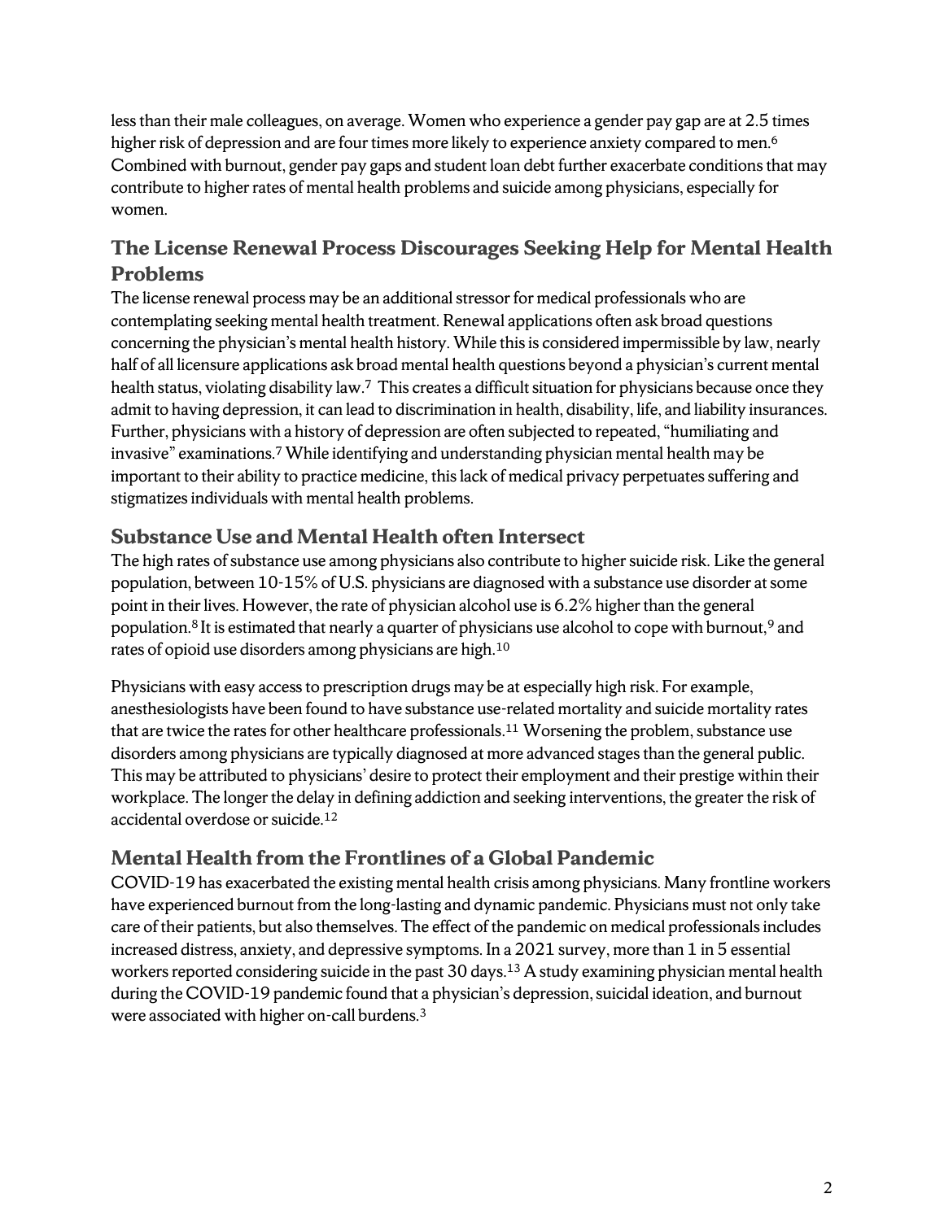less than their male colleagues, on average. Women who experience a gender pay gap are at 2.5 times higher risk of depression and are four times more likely to experience anxiety compared to men.[6] Combined with burnout, gender pay gaps and student loan debt further exacerbate conditions that may contribute to higher rates of mental health problems and suicide among physicians, especially for women.

## The License Renewal Process Discourages Seeking Help for Mental Health Problems

The license renewal process may be an additional stressor for medical professionals who are contemplating seeking mental health treatment. Renewal applications often ask broad questions concerning the physician's mental health history. While this is considered impermissible by law, nearly half of all licensure applications ask broad mental health questions beyond a physician's current mental health status, violating disability law.[7] This creates a difficult situation for physicians because once they admit to having depression, it can lead to discrimination in health, disability, life, and liability insurances. Further, physicians with a history of depression are often subjected to repeated, "humiliating and invasive" examinations.[7] While identifying and understanding physician mental health may be important to their ability to practice medicine, this lack of medical privacy perpetuates suffering and stigmatizes individuals with mental health problems.

## Substance Use and Mental Health often Intersect

The high rates of substance use among physicians also contribute to higher suicide risk. Like the general population, between 10-15% of U.S. physicians are diagnosed with a substance use disorder at some point in their lives. However, the rate of physician alcohol use is 6.2% higher than the general population.[8] It is estimated that nearly a quarter of physicians use alcohol to cope with burnout,[9] and rates of opioid use disorders among physicians are high.[10]

Physicians with easy access to prescription drugs may be at especially high risk. For example, anesthesiologists have been found to have substance use-related mortality and suicide mortality rates that are twice the rates for other healthcare professionals.[11] Worsening the problem, substance use disorders among physicians are typically diagnosed at more advanced stages than the general public. This may be attributed to physicians' desire to protect their employment and their prestige within their workplace. The longer the delay in defining addiction and seeking interventions, the greater the risk of accidental overdose or suicide.[12]

## Mental Health from the Frontlines of a Global Pandemic

COVID-19 has exacerbated the existing mental health crisis among physicians. Many frontline workers have experienced burnout from the long-lasting and dynamic pandemic. Physicians must not only take care of their patients, but also themselves. The effect of the pandemic on medical professionals includes increased distress, anxiety, and depressive symptoms. In a 2021 survey, more than 1 in 5 essential workers reported considering suicide in the past 30 days.[13] A study examining physician mental health during the COVID-19 pandemic found that a physician's depression, suicidal ideation, and burnout were associated with higher on-call burdens.[3]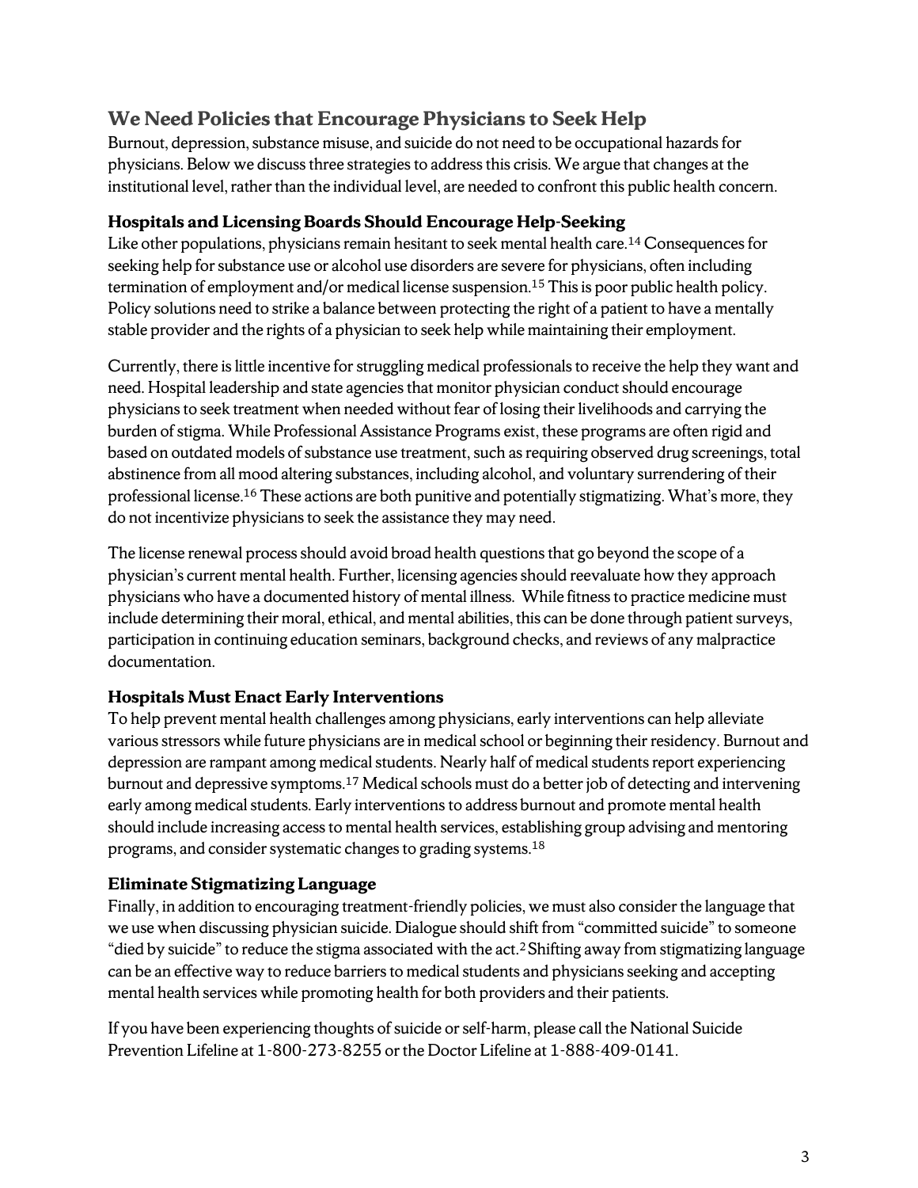## We Need Policies that Encourage Physicians to Seek Help

Burnout, depression, substance misuse, and suicide do not need to be occupational hazards for physicians. Below we discuss three strategies to address this crisis. We argue that changes at the institutional level, rather than the individual level, are needed to confront this public health concern.

### Hospitals and Licensing Boards Should Encourage Help-Seeking

Like other populations, physicians remain hesitant to seek mental health care.[14] Consequences for seeking help for substance use or alcohol use disorders are severe for physicians, often including termination of employment and/or medical license suspension.[15] This is poor public health policy. Policy solutions need to strike a balance between protecting the right of a patient to have a mentally stable provider and the rights of a physician to seek help while maintaining their employment.

Currently, there is little incentive for struggling medical professionals to receive the help they want and need. Hospital leadership and state agencies that monitor physician conduct should encourage physicians to seek treatment when needed without fear of losing their livelihoods and carrying the burden of stigma. While Professional Assistance Programs exist, these programs are often rigid and based on outdated models of substance use treatment, such as requiring observed drug screenings, total abstinence from all mood altering substances, including alcohol, and voluntary surrendering of their professional license.[16] These actions are both punitive and potentially stigmatizing. What's more, they do not incentivize physicians to seek the assistance they may need.

The license renewal process should avoid broad health questions that go beyond the scope of a physician's current mental health. Further, licensing agencies should reevaluate how they approach physicians who have a documented history of mental illness. While fitness to practice medicine must include determining their moral, ethical, and mental abilities, this can be done through patient surveys, participation in continuing education seminars, background checks, and reviews of any malpractice documentation.

### Hospitals Must Enact Early Interventions

To help prevent mental health challenges among physicians, early interventions can help alleviate various stressors while future physicians are in medical school or beginning their residency. Burnout and depression are rampant among medical students. Nearly half of medical students report experiencing burnout and depressive symptoms.[17] Medical schools must do a better job of detecting and intervening early among medical students. Early interventions to address burnout and promote mental health should include increasing access to mental health services, establishing group advising and mentoring programs, and consider systematic changes to grading systems.[18]

### Eliminate Stigmatizing Language

Finally, in addition to encouraging treatment-friendly policies, we must also consider the language that we use when discussing physician suicide. Dialogue should shift from "committed suicide" to someone "died by suicide" to reduce the stigma associated with the act.[2] Shifting away from stigmatizing language can be an effective way to reduce barriers to medical students and physicians seeking and accepting mental health services while promoting health for both providers and their patients.

If you have been experiencing thoughts of suicide or self-harm, please call the National Suicide Prevention Lifeline at 1-800-273-8255 or the Doctor Lifeline at 1-888-409-0141.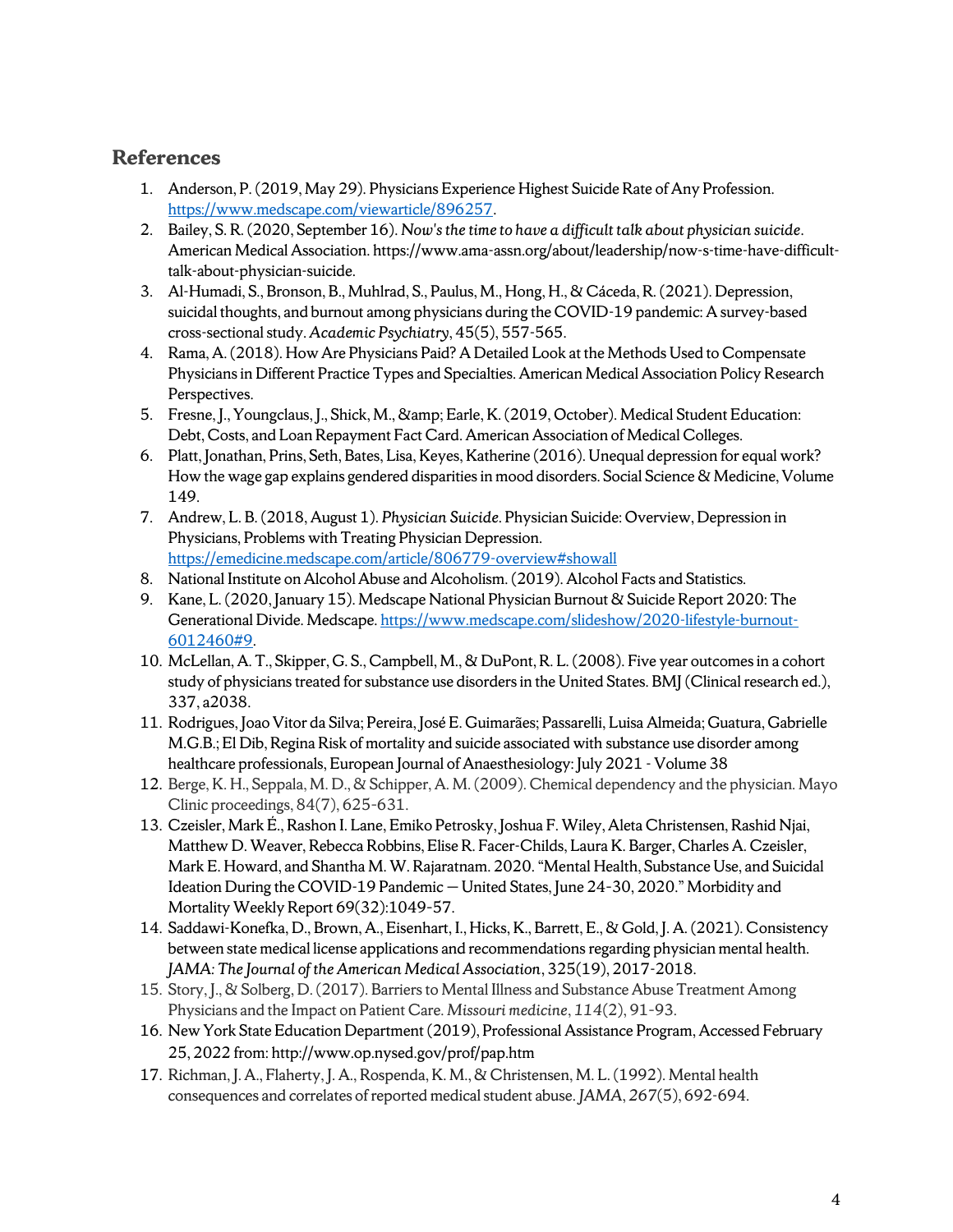## References

1. Anderson, P. (2019, May 29). Physicians Experience Highest Suicide Rate of Any Profession. https://www.medscape.com/viewarticle/896257.
2. Bailey, S. R. (2020, September 16). *Now's the time to have a difficult talk about physician suicide*. American Medical Association. https://www.ama-assn.org/about/leadership/now-s-time-have-difficult-talk-about-physician-suicide.
3. Al-Humadi, S., Bronson, B., Muhlrad, S., Paulus, M., Hong, H., & Cáceda, R. (2021). Depression, suicidal thoughts, and burnout among physicians during the COVID-19 pandemic: A survey-based cross-sectional study. *Academic Psychiatry*, 45(5), 557-565.
4. Rama, A. (2018). How Are Physicians Paid? A Detailed Look at the Methods Used to Compensate Physicians in Different Practice Types and Specialties. American Medical Association Policy Research Perspectives.
5. Fresne, J., Youngclaus, J., Shick, M., &amp; Earle, K. (2019, October). Medical Student Education: Debt, Costs, and Loan Repayment Fact Card. American Association of Medical Colleges.
6. Platt, Jonathan, Prins, Seth, Bates, Lisa, Keyes, Katherine (2016). Unequal depression for equal work? How the wage gap explains gendered disparities in mood disorders. Social Science & Medicine, Volume 149.
7. Andrew, L. B. (2018, August 1). *Physician Suicide*. Physician Suicide: Overview, Depression in Physicians, Problems with Treating Physician Depression. https://emedicine.medscape.com/article/806779-overview#showall
8. National Institute on Alcohol Abuse and Alcoholism. (2019). Alcohol Facts and Statistics.
9. Kane, L. (2020, January 15). Medscape National Physician Burnout & Suicide Report 2020: The Generational Divide. Medscape. https://www.medscape.com/slideshow/2020-lifestyle-burnout-6012460#9.
10. McLellan, A. T., Skipper, G. S., Campbell, M., & DuPont, R. L. (2008). Five year outcomes in a cohort study of physicians treated for substance use disorders in the United States. BMJ (Clinical research ed.), 337, a2038.
11. Rodrigues, Joao Vitor da Silva; Pereira, José E. Guimarães; Passarelli, Luisa Almeida; Guatura, Gabrielle M.G.B.; El Dib, Regina Risk of mortality and suicide associated with substance use disorder among healthcare professionals, European Journal of Anaesthesiology: July 2021 - Volume 38
12. Berge, K. H., Seppala, M. D., & Schipper, A. M. (2009). Chemical dependency and the physician. Mayo Clinic proceedings, 84(7), 625-631.
13. Czeisler, Mark É., Rashon I. Lane, Emiko Petrosky, Joshua F. Wiley, Aleta Christensen, Rashid Njai, Matthew D. Weaver, Rebecca Robbins, Elise R. Facer-Childs, Laura K. Barger, Charles A. Czeisler, Mark E. Howard, and Shantha M. W. Rajaratnam. 2020. "Mental Health, Substance Use, and Suicidal Ideation During the COVID-19 Pandemic — United States, June 24-30, 2020." Morbidity and Mortality Weekly Report 69(32):1049-57.
14. Saddawi-Konefka, D., Brown, A., Eisenhart, I., Hicks, K., Barrett, E., & Gold, J. A. (2021). Consistency between state medical license applications and recommendations regarding physician mental health. *JAMA: The Journal of the American Medical Association*, 325(19), 2017-2018.
15. Story, J., & Solberg, D. (2017). Barriers to Mental Illness and Substance Abuse Treatment Among Physicians and the Impact on Patient Care. *Missouri medicine*, *114*(2), 91-93.
16. New York State Education Department (2019), Professional Assistance Program, Accessed February 25, 2022 from: http://www.op.nysed.gov/prof/pap.htm
17. Richman, J. A., Flaherty, J. A., Rospenda, K. M., & Christensen, M. L. (1992). Mental health consequences and correlates of reported medical student abuse. *JAMA*, *267*(5), 692-694.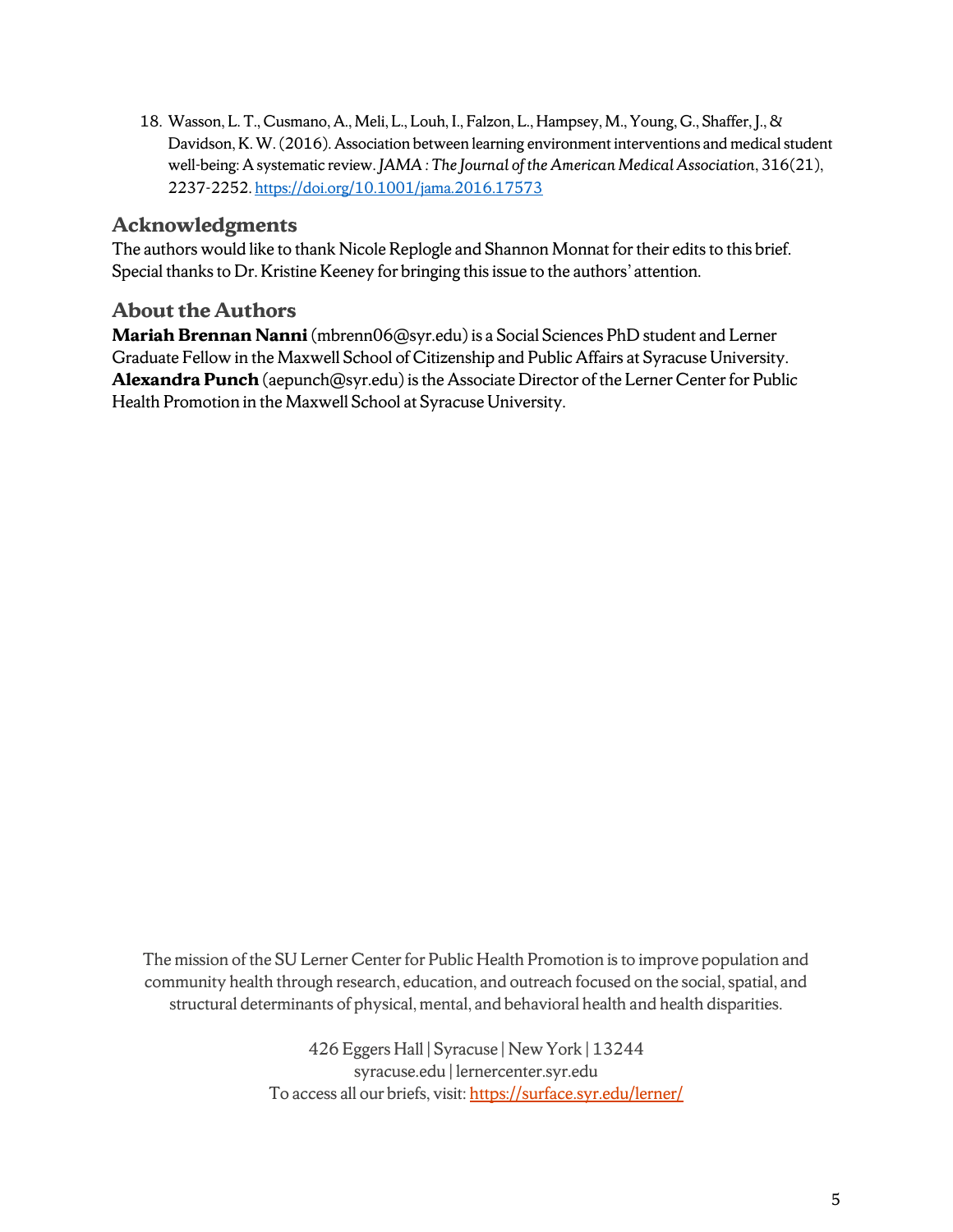18. Wasson, L. T., Cusmano, A., Meli, L., Louh, I., Falzon, L., Hampsey, M., Young, G., Shaffer, J., & Davidson, K. W. (2016). Association between learning environment interventions and medical student well-being: A systematic review. *JAMA : The Journal of the American Medical Association*, 316(21), 2237-2252. https://doi.org/10.1001/jama.2016.17573

## Acknowledgments

The authors would like to thank Nicole Replogle and Shannon Monnat for their edits to this brief. Special thanks to Dr. Kristine Keeney for bringing this issue to the authors' attention.

## About the Authors

**Mariah Brennan Nanni** (mbrenn06@syr.edu) is a Social Sciences PhD student and Lerner Graduate Fellow in the Maxwell School of Citizenship and Public Affairs at Syracuse University. **Alexandra Punch** (aepunch@syr.edu) is the Associate Director of the Lerner Center for Public Health Promotion in the Maxwell School at Syracuse University.

The mission of the SU Lerner Center for Public Health Promotion is to improve population and community health through research, education, and outreach focused on the social, spatial, and structural determinants of physical, mental, and behavioral health and health disparities.

426 Eggers Hall | Syracuse | New York | 13244
syracuse.edu | lernercenter.syr.edu
To access all our briefs, visit: https://surface.syr.edu/lerner/